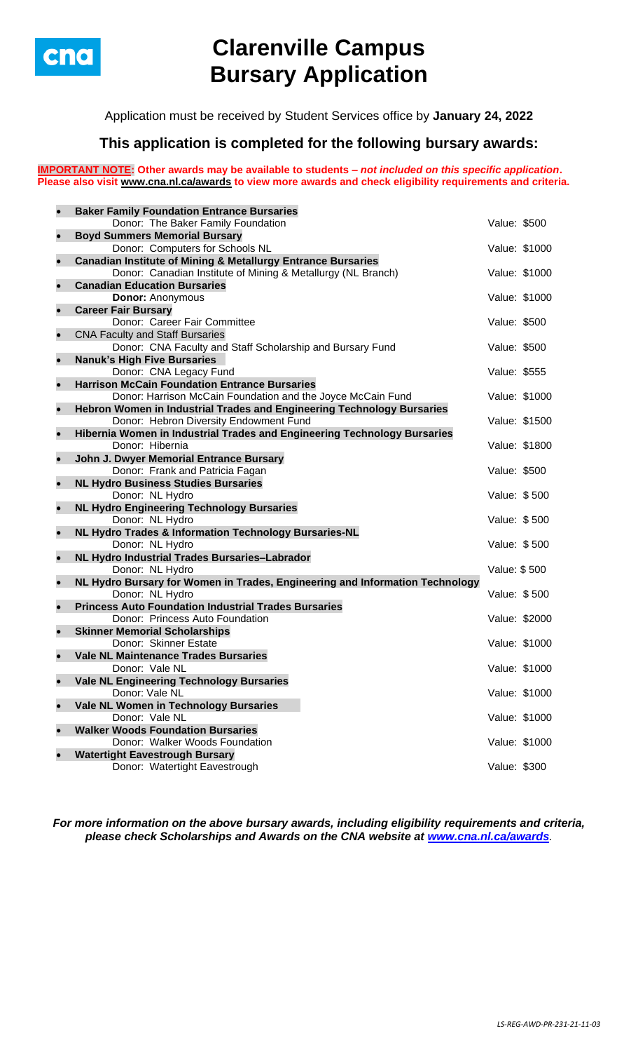# Clarenville Campus Bursary Application

Application must be received by Student Services office by **January 24, 2022**

## This application is completed for the following bursary awards:

**IMPORTANT NOTE: Other awards may be available to students – *not included on this specific application*. Please also visit www.cna.nl.ca/awards to view more awards and check eligibility requirements and criteria.**

- **Baker Family Foundation Entrance Bursaries**
  Donor: The Baker Family Foundation — Value: $500
- **Boyd Summers Memorial Bursary**
  Donor: Computers for Schools NL — Value: $1000
- **Canadian Institute of Mining & Metallurgy Entrance Bursaries**
  Donor: Canadian Institute of Mining & Metallurgy (NL Branch) — Value: $1000
- **Canadian Education Bursaries**
  **Donor:** Anonymous — Value: $1000
- **Career Fair Bursary**
  Donor: Career Fair Committee — Value: $500
- CNA Faculty and Staff Bursaries
  Donor: CNA Faculty and Staff Scholarship and Bursary Fund — Value: $500
- **Nanuk's High Five Bursaries**
  Donor: CNA Legacy Fund — Value: $555
- **Harrison McCain Foundation Entrance Bursaries**
  Donor: Harrison McCain Foundation and the Joyce McCain Fund — Value: $1000
- **Hebron Women in Industrial Trades and Engineering Technology Bursaries**
  Donor: Hebron Diversity Endowment Fund — Value: $1500
- **Hibernia Women in Industrial Trades and Engineering Technology Bursaries**
  Donor: Hibernia — Value: $1800
- **John J. Dwyer Memorial Entrance Bursary**
  Donor: Frank and Patricia Fagan — Value: $500
- **NL Hydro Business Studies Bursaries**
  Donor: NL Hydro — Value: $ 500
- **NL Hydro Engineering Technology Bursaries**
  Donor: NL Hydro — Value: $ 500
- **NL Hydro Trades & Information Technology Bursaries-NL**
  Donor: NL Hydro — Value: $ 500
- **NL Hydro Industrial Trades Bursaries–Labrador**
  Donor: NL Hydro — Value: $ 500
- **NL Hydro Bursary for Women in Trades, Engineering and Information Technology**
  Donor: NL Hydro — Value: $ 500
- **Princess Auto Foundation Industrial Trades Bursaries**
  Donor: Princess Auto Foundation — Value: $2000
- **Skinner Memorial Scholarships**
  Donor: Skinner Estate — Value: $1000
- **Vale NL Maintenance Trades Bursaries**
  Donor: Vale NL — Value: $1000
- **Vale NL Engineering Technology Bursaries**
  Donor: Vale NL — Value: $1000
- **Vale NL Women in Technology Bursaries**
  Donor: Vale NL — Value: $1000
- **Walker Woods Foundation Bursaries**
  Donor: Walker Woods Foundation — Value: $1000
- **Watertight Eavestrough Bursary**
  Donor: Watertight Eavestrough — Value: $300

***For more information on the above bursary awards, including eligibility requirements and criteria, please check Scholarships and Awards on the CNA website at www.cna.nl.ca/awards.***

*LS-REG-AWD-PR-231-21-11-03*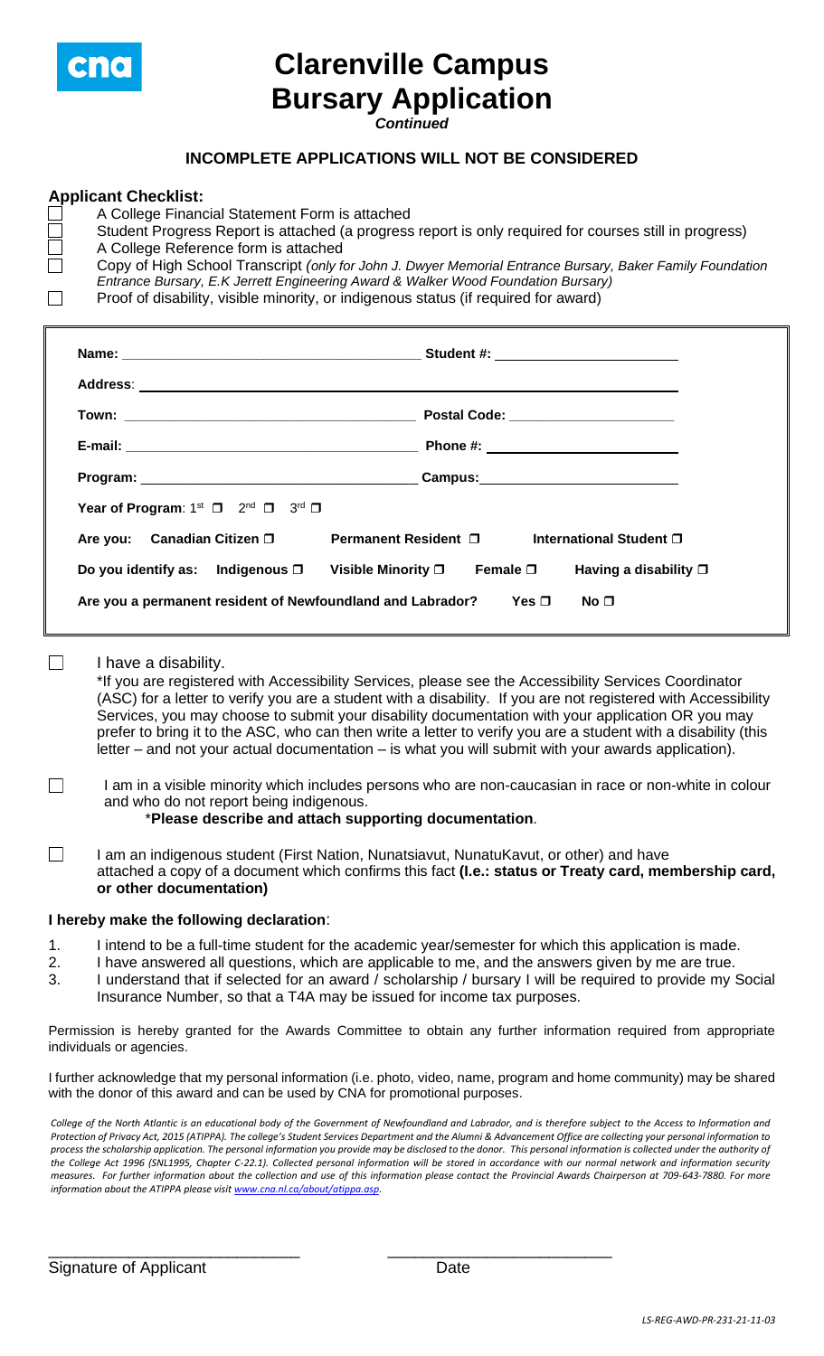# Clarenville Campus Bursary Application

***Continued***

### INCOMPLETE APPLICATIONS WILL NOT BE CONSIDERED

**Applicant Checklist:**

- ☐ A College Financial Statement Form is attached
- ☐ Student Progress Report is attached (a progress report is only required for courses still in progress)
- ☐ A College Reference form is attached
- ☐ Copy of High School Transcript *(only for John J. Dwyer Memorial Entrance Bursary, Baker Family Foundation Entrance Bursary, E.K Jerrett Engineering Award & Walker Wood Foundation Bursary)*
- ☐ Proof of disability, visible minority, or indigenous status (if required for award)

**Name:** \_\_\_\_\_\_\_\_\_\_\_\_\_\_\_\_\_\_\_\_ **Student #:** \_\_\_\_\_\_\_\_\_\_\_\_\_\_\_\_\_\_\_\_

**Address:** \_\_\_\_\_\_\_\_\_\_\_\_\_\_\_\_\_\_\_\_\_\_\_\_\_\_\_\_\_\_\_\_\_\_\_\_\_\_\_\_

**Town:** \_\_\_\_\_\_\_\_\_\_\_\_\_\_\_\_\_\_\_\_ **Postal Code:** \_\_\_\_\_\_\_\_\_\_\_\_\_\_\_\_\_\_\_\_

**E-mail:** \_\_\_\_\_\_\_\_\_\_\_\_\_\_\_\_\_\_\_\_ **Phone #:** \_\_\_\_\_\_\_\_\_\_\_\_\_\_\_\_\_\_\_\_

**Program:** \_\_\_\_\_\_\_\_\_\_\_\_\_\_\_\_\_\_\_\_ **Campus:** \_\_\_\_\_\_\_\_\_\_\_\_\_\_\_\_\_\_\_\_

**Year of Program**: 1st ☐ 2nd ☐ 3rd ☐

**Are you: Canadian Citizen ☐ Permanent Resident ☐ International Student ☐**

**Do you identify as: Indigenous ☐ Visible Minority ☐ Female ☐ Having a disability ☐**

**Are you a permanent resident of Newfoundland and Labrador? Yes ☐ No ☐**

☐ I have a disability.

\*If you are registered with Accessibility Services, please see the Accessibility Services Coordinator (ASC) for a letter to verify you are a student with a disability. If you are not registered with Accessibility Services, you may choose to submit your disability documentation with your application OR you may prefer to bring it to the ASC, who can then write a letter to verify you are a student with a disability (this letter – and not your actual documentation – is what you will submit with your awards application).

☐ I am in a visible minority which includes persons who are non-caucasian in race or non-white in colour and who do not report being indigenous.

\***Please describe and attach supporting documentation**.

☐ I am an indigenous student (First Nation, Nunatsiavut, NunatuKavut, or other) and have attached a copy of a document which confirms this fact **(I.e.: status or Treaty card, membership card, or other documentation)**

**I hereby make the following declaration**:

1. I intend to be a full-time student for the academic year/semester for which this application is made.
2. I have answered all questions, which are applicable to me, and the answers given by me are true.
3. I understand that if selected for an award / scholarship / bursary I will be required to provide my Social Insurance Number, so that a T4A may be issued for income tax purposes.

Permission is hereby granted for the Awards Committee to obtain any further information required from appropriate individuals or agencies.

I further acknowledge that my personal information (i.e. photo, video, name, program and home community) may be shared with the donor of this award and can be used by CNA for promotional purposes.

*College of the North Atlantic is an educational body of the Government of Newfoundland and Labrador, and is therefore subject to the Access to Information and Protection of Privacy Act, 2015 (ATIPPA). The college's Student Services Department and the Alumni & Advancement Office are collecting your personal information to process the scholarship application. The personal information you provide may be disclosed to the donor. This personal information is collected under the authority of the College Act 1996 (SNL1995, Chapter C-22.1). Collected personal information will be stored in accordance with our normal network and information security measures. For further information about the collection and use of this information please contact the Provincial Awards Chairperson at 709-643-7880. For more information about the ATIPPA please visit www.cna.nl.ca/about/atippa.asp.*

\_\_\_\_\_\_\_\_\_\_\_\_\_\_\_\_\_\_\_\_ \_\_\_\_\_\_\_\_\_\_\_\_\_\_\_\_\_\_\_\_

Signature of Applicant Date

*LS-REG-AWD-PR-231-21-11-03*